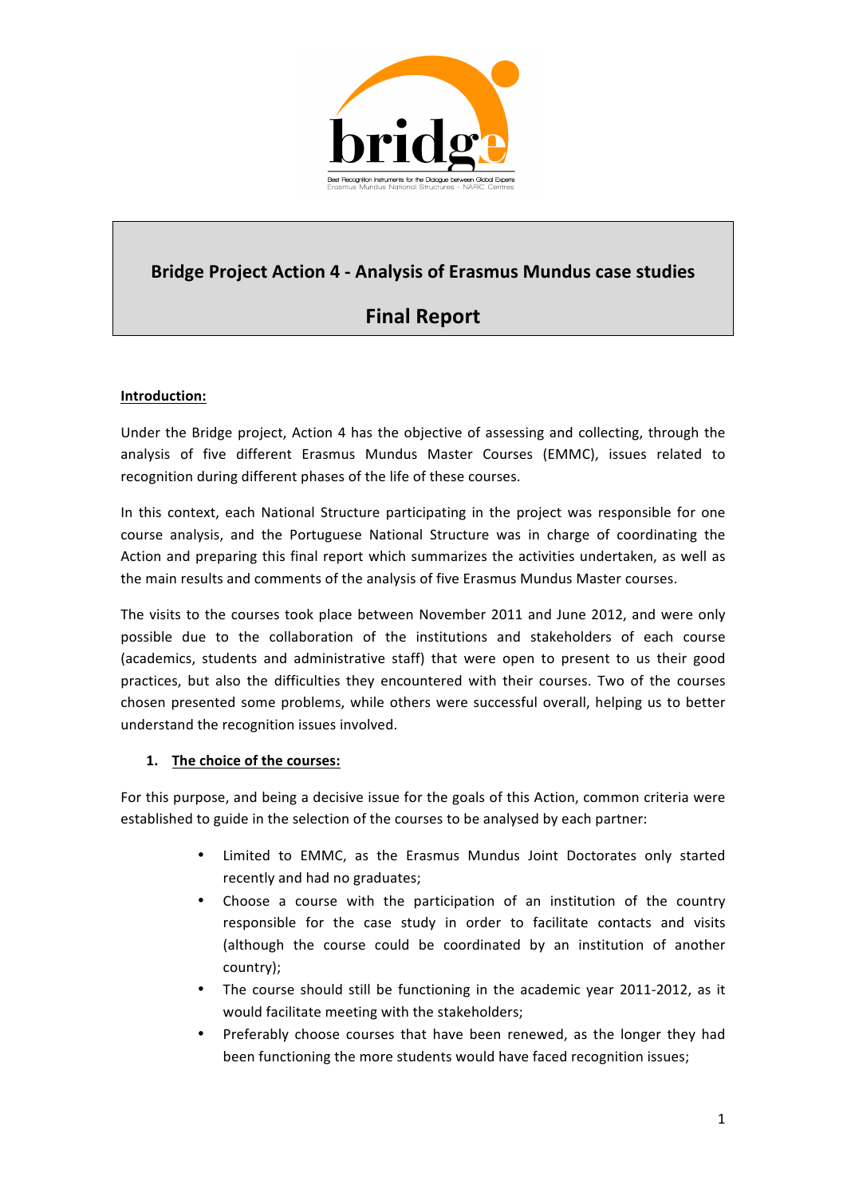bridge

Best Recognition Instruments for the Dialogue between Global Experts
Erasmus Mundus National Structures - NARIC Centres

# Bridge Project Action 4 - Analysis of Erasmus Mundus case studies

# Final Report

**Introduction:**

Under the Bridge project, Action 4 has the objective of assessing and collecting, through the analysis of five different Erasmus Mundus Master Courses (EMMC), issues related to recognition during different phases of the life of these courses.

In this context, each National Structure participating in the project was responsible for one course analysis, and the Portuguese National Structure was in charge of coordinating the Action and preparing this final report which summarizes the activities undertaken, as well as the main results and comments of the analysis of five Erasmus Mundus Master courses.

The visits to the courses took place between November 2011 and June 2012, and were only possible due to the collaboration of the institutions and stakeholders of each course (academics, students and administrative staff) that were open to present to us their good practices, but also the difficulties they encountered with their courses. Two of the courses chosen presented some problems, while others were successful overall, helping us to better understand the recognition issues involved.

## 1. The choice of the courses:

For this purpose, and being a decisive issue for the goals of this Action, common criteria were established to guide in the selection of the courses to be analysed by each partner:

- Limited to EMMC, as the Erasmus Mundus Joint Doctorates only started recently and had no graduates;
- Choose a course with the participation of an institution of the country responsible for the case study in order to facilitate contacts and visits (although the course could be coordinated by an institution of another country);
- The course should still be functioning in the academic year 2011-2012, as it would facilitate meeting with the stakeholders;
- Preferably choose courses that have been renewed, as the longer they had been functioning the more students would have faced recognition issues;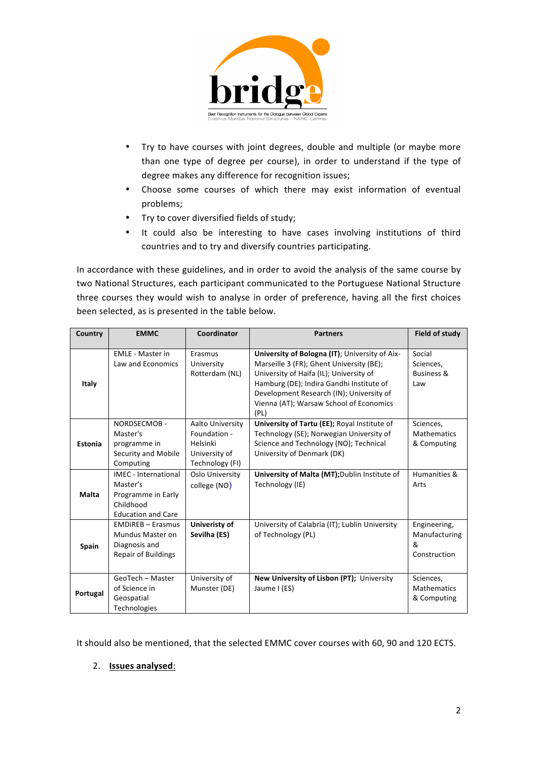- Try to have courses with joint degrees, double and multiple (or maybe more than one type of degree per course), in order to understand if the type of degree makes any difference for recognition issues;
- Choose some courses of which there may exist information of eventual problems;
- Try to cover diversified fields of study;
- It could also be interesting to have cases involving institutions of third countries and to try and diversify countries participating.

In accordance with these guidelines, and in order to avoid the analysis of the same course by two National Structures, each participant communicated to the Portuguese National Structure three courses they would wish to analyse in order of preference, having all the first choices been selected, as is presented in the table below.

| Country | EMMC | Coordinator | Partners | Field of study |
|---|---|---|---|---|
| **Italy** | EMLE - Master in Law and Economics | Erasmus University Rotterdam (NL) | **University of Bologna (IT)**; University of Aix-Marseille 3 (FR); Ghent University (BE); University of Haifa (IL); University of Hamburg (DE); Indira Gandhi Institute of Development Research (IN); University of Vienna (AT); Warsaw School of Economics (PL) | Social Sciences, Business & Law |
| **Estonia** | NORDSECMOB - Master's programme in Security and Mobile Computing | Aalto University Foundation - Helsinki University of Technology (FI) | **University of Tartu (EE);** Royal Institute of Technology (SE); Norwegian University of Science and Technology (NO); Technical University of Denmark (DK) | Sciences, Mathematics & Computing |
| **Malta** | IMEC - International Master's Programme in Early Childhood Education and Care | Oslo University college (NO) | **University of Malta (MT);**Dublin Institute of Technology (IE) | Humanities & Arts |
| **Spain** | EMDiREB – Erasmus Mundus Master on Diagnosis and Repair of Buildings | **Univeristy of Sevilha (ES)** | University of Calabria (IT); Lublin University of Technology (PL) | Engineering, Manufacturing & Construction |
| **Portugal** | GeoTech – Master of Science in Geospatial Technologies | University of Munster (DE) | **New University of Lisbon (PT);** University Jaume I (ES) | Sciences, Mathematics & Computing |

It should also be mentioned, that the selected EMMC cover courses with 60, 90 and 120 ECTS.

2. **Issues analysed**: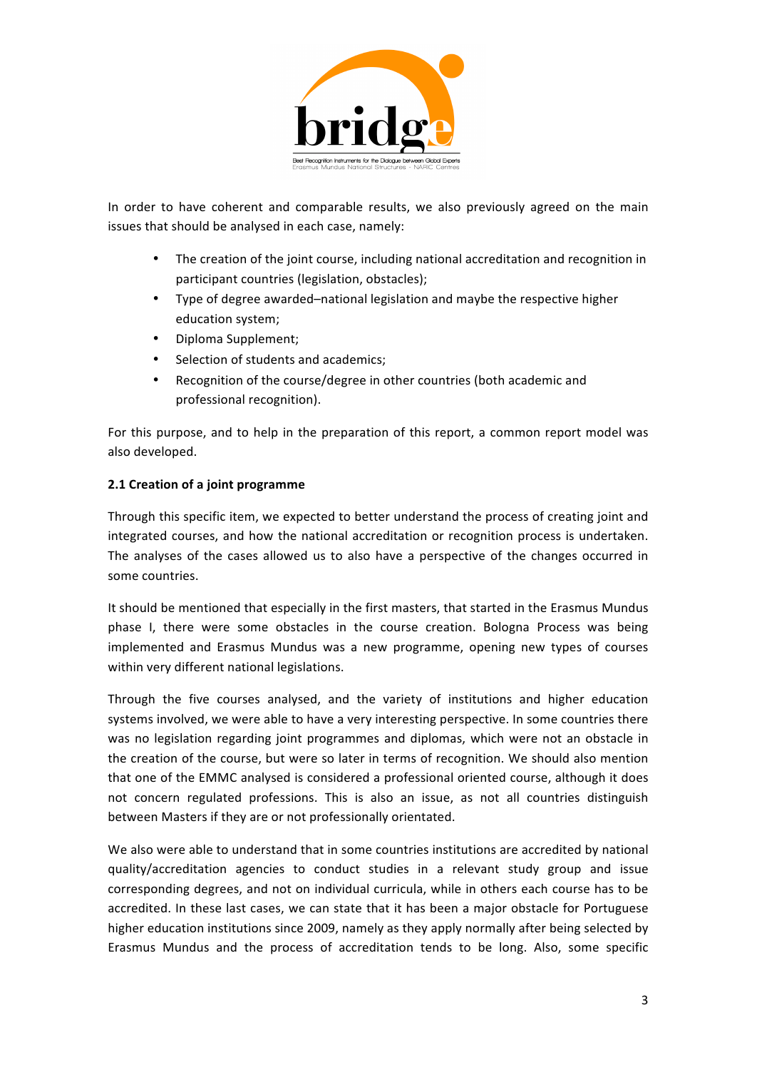In order to have coherent and comparable results, we also previously agreed on the main issues that should be analysed in each case, namely:

- The creation of the joint course, including national accreditation and recognition in participant countries (legislation, obstacles);
- Type of degree awarded–national legislation and maybe the respective higher education system;
- Diploma Supplement;
- Selection of students and academics;
- Recognition of the course/degree in other countries (both academic and professional recognition).

For this purpose, and to help in the preparation of this report, a common report model was also developed.

**2.1 Creation of a joint programme**

Through this specific item, we expected to better understand the process of creating joint and integrated courses, and how the national accreditation or recognition process is undertaken. The analyses of the cases allowed us to also have a perspective of the changes occurred in some countries.

It should be mentioned that especially in the first masters, that started in the Erasmus Mundus phase I, there were some obstacles in the course creation. Bologna Process was being implemented and Erasmus Mundus was a new programme, opening new types of courses within very different national legislations.

Through the five courses analysed, and the variety of institutions and higher education systems involved, we were able to have a very interesting perspective. In some countries there was no legislation regarding joint programmes and diplomas, which were not an obstacle in the creation of the course, but were so later in terms of recognition. We should also mention that one of the EMMC analysed is considered a professional oriented course, although it does not concern regulated professions. This is also an issue, as not all countries distinguish between Masters if they are or not professionally orientated.

We also were able to understand that in some countries institutions are accredited by national quality/accreditation agencies to conduct studies in a relevant study group and issue corresponding degrees, and not on individual curricula, while in others each course has to be accredited. In these last cases, we can state that it has been a major obstacle for Portuguese higher education institutions since 2009, namely as they apply normally after being selected by Erasmus Mundus and the process of accreditation tends to be long. Also, some specific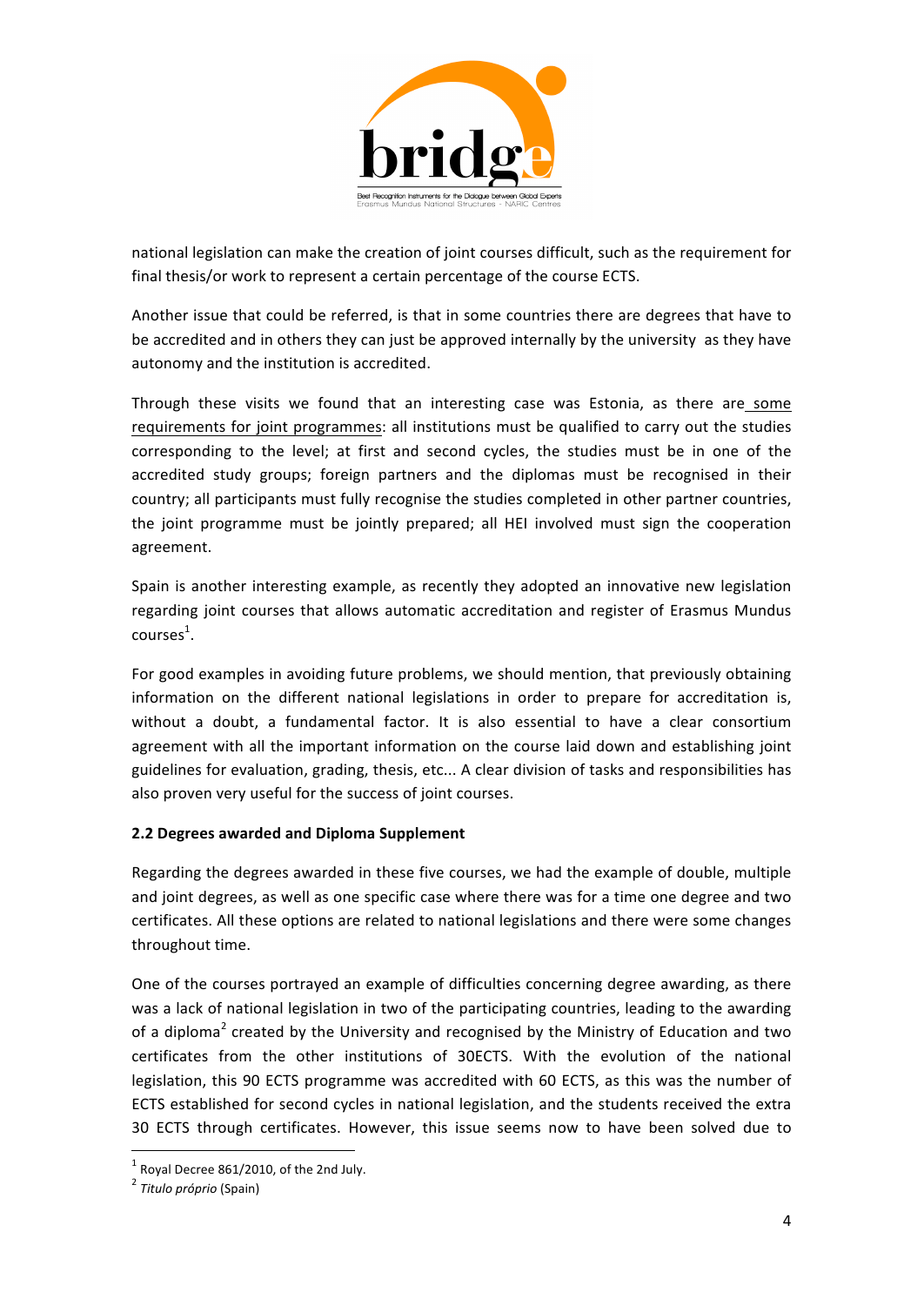national legislation can make the creation of joint courses difficult, such as the requirement for final thesis/or work to represent a certain percentage of the course ECTS.

Another issue that could be referred, is that in some countries there are degrees that have to be accredited and in others they can just be approved internally by the university as they have autonomy and the institution is accredited.

Through these visits we found that an interesting case was Estonia, as there are some requirements for joint programmes: all institutions must be qualified to carry out the studies corresponding to the level; at first and second cycles, the studies must be in one of the accredited study groups; foreign partners and the diplomas must be recognised in their country; all participants must fully recognise the studies completed in other partner countries, the joint programme must be jointly prepared; all HEI involved must sign the cooperation agreement.

Spain is another interesting example, as recently they adopted an innovative new legislation regarding joint courses that allows automatic accreditation and register of Erasmus Mundus courses[1].

For good examples in avoiding future problems, we should mention, that previously obtaining information on the different national legislations in order to prepare for accreditation is, without a doubt, a fundamental factor. It is also essential to have a clear consortium agreement with all the important information on the course laid down and establishing joint guidelines for evaluation, grading, thesis, etc... A clear division of tasks and responsibilities has also proven very useful for the success of joint courses.

### 2.2 Degrees awarded and Diploma Supplement

Regarding the degrees awarded in these five courses, we had the example of double, multiple and joint degrees, as well as one specific case where there was for a time one degree and two certificates. All these options are related to national legislations and there were some changes throughout time.

One of the courses portrayed an example of difficulties concerning degree awarding, as there was a lack of national legislation in two of the participating countries, leading to the awarding of a diploma[2] created by the University and recognised by the Ministry of Education and two certificates from the other institutions of 30ECTS. With the evolution of the national legislation, this 90 ECTS programme was accredited with 60 ECTS, as this was the number of ECTS established for second cycles in national legislation, and the students received the extra 30 ECTS through certificates. However, this issue seems now to have been solved due to

---

[1] Royal Decree 861/2010, of the 2nd July.

[2] *Titulo próprio* (Spain)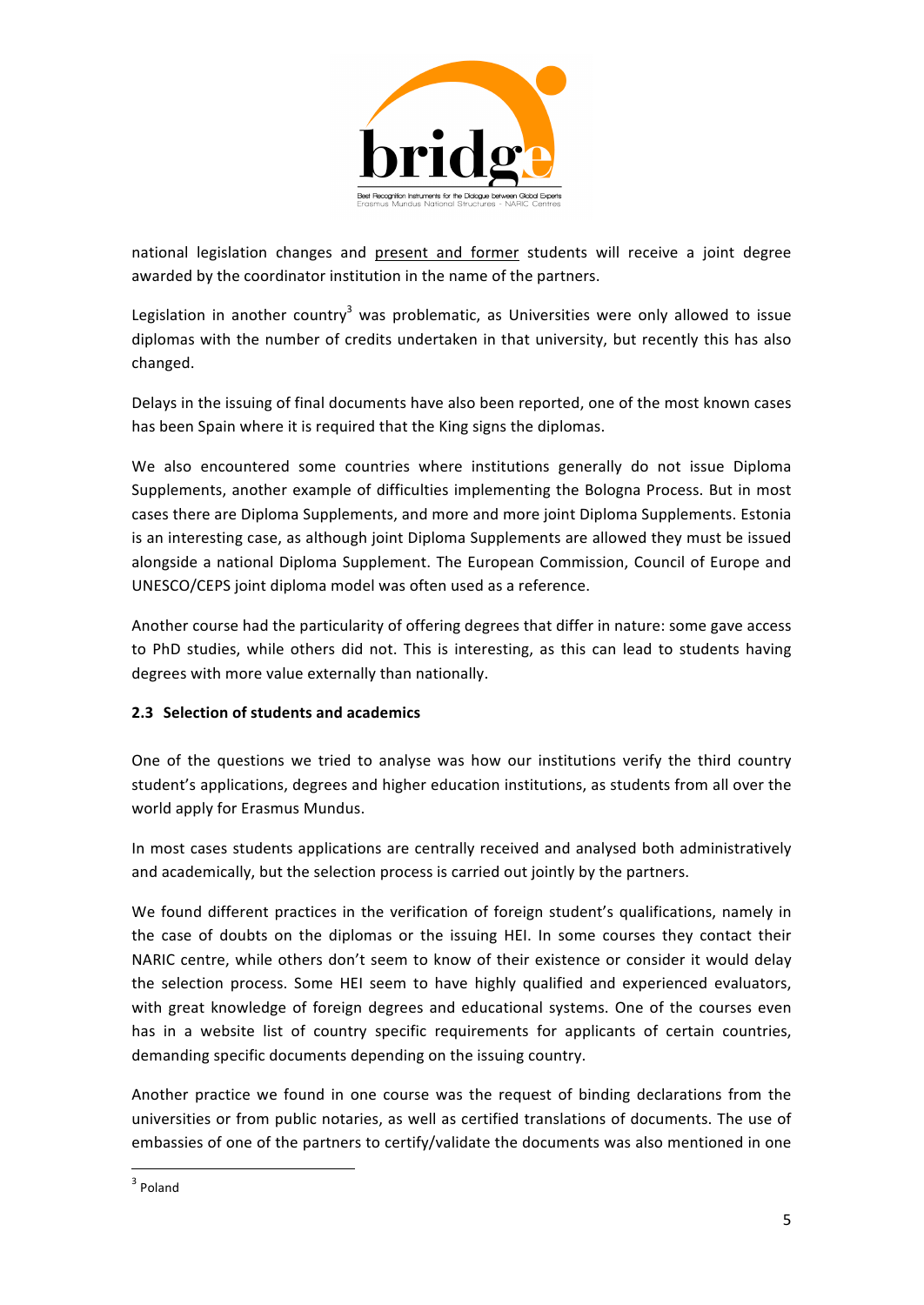national legislation changes and present and former students will receive a joint degree awarded by the coordinator institution in the name of the partners.

Legislation in another country[3] was problematic, as Universities were only allowed to issue diplomas with the number of credits undertaken in that university, but recently this has also changed.

Delays in the issuing of final documents have also been reported, one of the most known cases has been Spain where it is required that the King signs the diplomas.

We also encountered some countries where institutions generally do not issue Diploma Supplements, another example of difficulties implementing the Bologna Process. But in most cases there are Diploma Supplements, and more and more joint Diploma Supplements. Estonia is an interesting case, as although joint Diploma Supplements are allowed they must be issued alongside a national Diploma Supplement. The European Commission, Council of Europe and UNESCO/CEPS joint diploma model was often used as a reference.

Another course had the particularity of offering degrees that differ in nature: some gave access to PhD studies, while others did not. This is interesting, as this can lead to students having degrees with more value externally than nationally.

### 2.3 Selection of students and academics

One of the questions we tried to analyse was how our institutions verify the third country student's applications, degrees and higher education institutions, as students from all over the world apply for Erasmus Mundus.

In most cases students applications are centrally received and analysed both administratively and academically, but the selection process is carried out jointly by the partners.

We found different practices in the verification of foreign student's qualifications, namely in the case of doubts on the diplomas or the issuing HEI. In some courses they contact their NARIC centre, while others don't seem to know of their existence or consider it would delay the selection process. Some HEI seem to have highly qualified and experienced evaluators, with great knowledge of foreign degrees and educational systems. One of the courses even has in a website list of country specific requirements for applicants of certain countries, demanding specific documents depending on the issuing country.

Another practice we found in one course was the request of binding declarations from the universities or from public notaries, as well as certified translations of documents. The use of embassies of one of the partners to certify/validate the documents was also mentioned in one

[3] Poland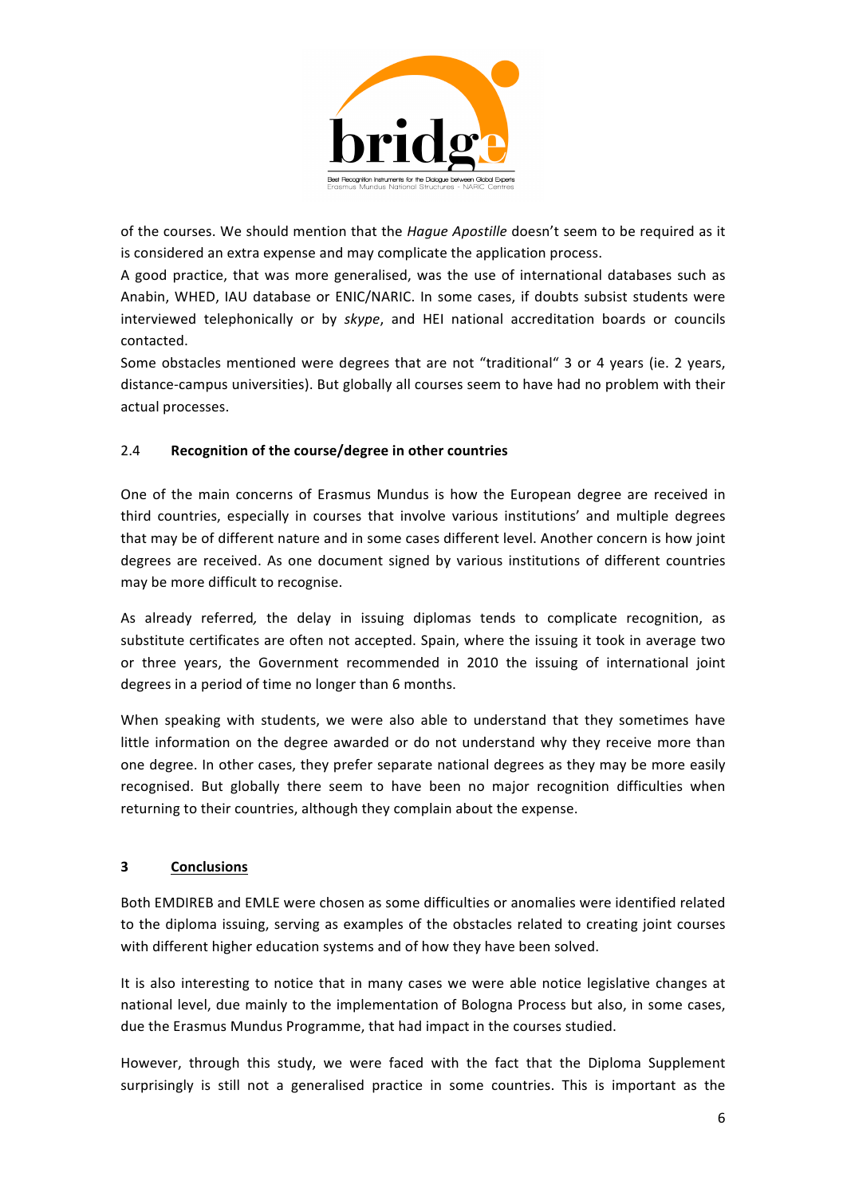of the courses. We should mention that the *Hague Apostille* doesn't seem to be required as it is considered an extra expense and may complicate the application process.
A good practice, that was more generalised, was the use of international databases such as Anabin, WHED, IAU database or ENIC/NARIC. In some cases, if doubts subsist students were interviewed telephonically or by *skype*, and HEI national accreditation boards or councils contacted.
Some obstacles mentioned were degrees that are not "traditional" 3 or 4 years (ie. 2 years, distance-campus universities). But globally all courses seem to have had no problem with their actual processes.

## 2.4 Recognition of the course/degree in other countries

One of the main concerns of Erasmus Mundus is how the European degree are received in third countries, especially in courses that involve various institutions' and multiple degrees that may be of different nature and in some cases different level. Another concern is how joint degrees are received. As one document signed by various institutions of different countries may be more difficult to recognise.

As already referred*,* the delay in issuing diplomas tends to complicate recognition, as substitute certificates are often not accepted. Spain, where the issuing it took in average two or three years, the Government recommended in 2010 the issuing of international joint degrees in a period of time no longer than 6 months.

When speaking with students, we were also able to understand that they sometimes have little information on the degree awarded or do not understand why they receive more than one degree. In other cases, they prefer separate national degrees as they may be more easily recognised. But globally there seem to have been no major recognition difficulties when returning to their countries, although they complain about the expense.

# 3 Conclusions

Both EMDIREB and EMLE were chosen as some difficulties or anomalies were identified related to the diploma issuing, serving as examples of the obstacles related to creating joint courses with different higher education systems and of how they have been solved.

It is also interesting to notice that in many cases we were able notice legislative changes at national level, due mainly to the implementation of Bologna Process but also, in some cases, due the Erasmus Mundus Programme, that had impact in the courses studied.

However, through this study, we were faced with the fact that the Diploma Supplement surprisingly is still not a generalised practice in some countries. This is important as the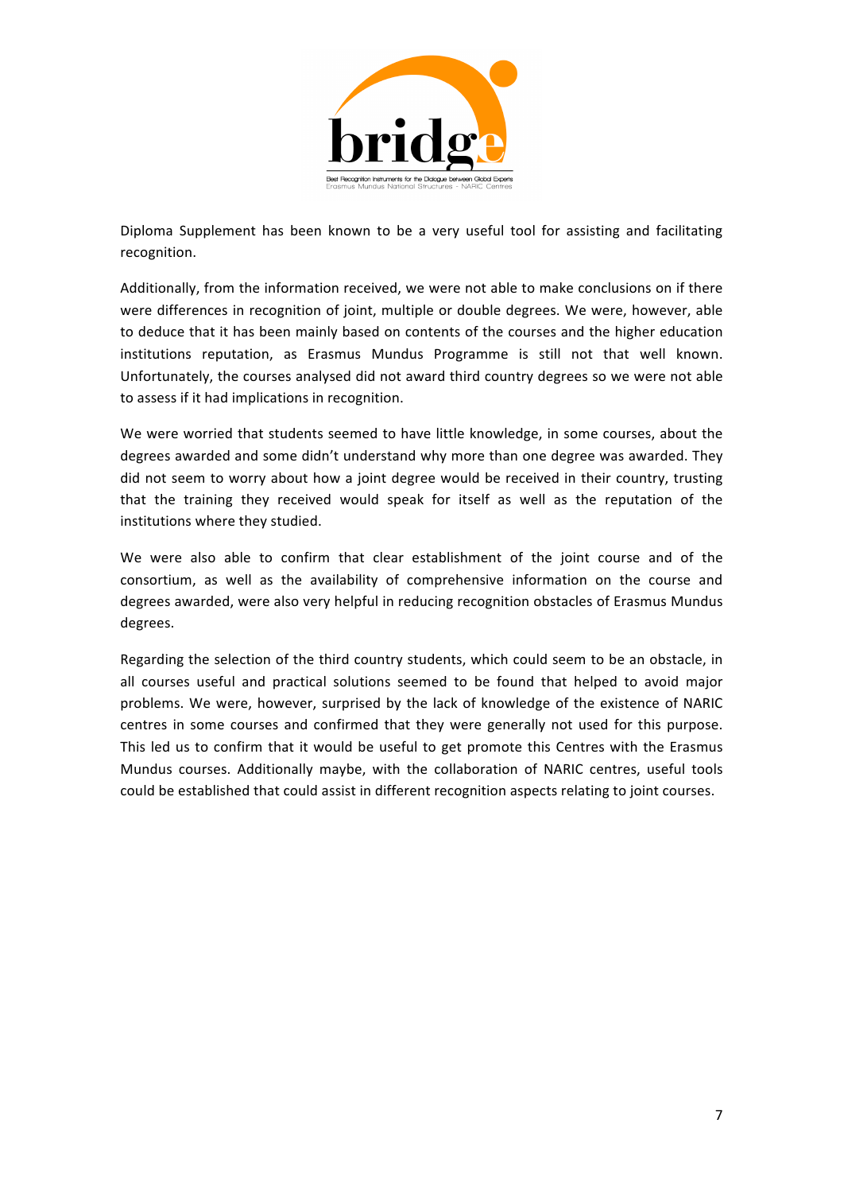Diploma Supplement has been known to be a very useful tool for assisting and facilitating recognition.

Additionally, from the information received, we were not able to make conclusions on if there were differences in recognition of joint, multiple or double degrees. We were, however, able to deduce that it has been mainly based on contents of the courses and the higher education institutions reputation, as Erasmus Mundus Programme is still not that well known. Unfortunately, the courses analysed did not award third country degrees so we were not able to assess if it had implications in recognition.

We were worried that students seemed to have little knowledge, in some courses, about the degrees awarded and some didn't understand why more than one degree was awarded. They did not seem to worry about how a joint degree would be received in their country, trusting that the training they received would speak for itself as well as the reputation of the institutions where they studied.

We were also able to confirm that clear establishment of the joint course and of the consortium, as well as the availability of comprehensive information on the course and degrees awarded, were also very helpful in reducing recognition obstacles of Erasmus Mundus degrees.

Regarding the selection of the third country students, which could seem to be an obstacle, in all courses useful and practical solutions seemed to be found that helped to avoid major problems. We were, however, surprised by the lack of knowledge of the existence of NARIC centres in some courses and confirmed that they were generally not used for this purpose. This led us to confirm that it would be useful to get promote this Centres with the Erasmus Mundus courses. Additionally maybe, with the collaboration of NARIC centres, useful tools could be established that could assist in different recognition aspects relating to joint courses.